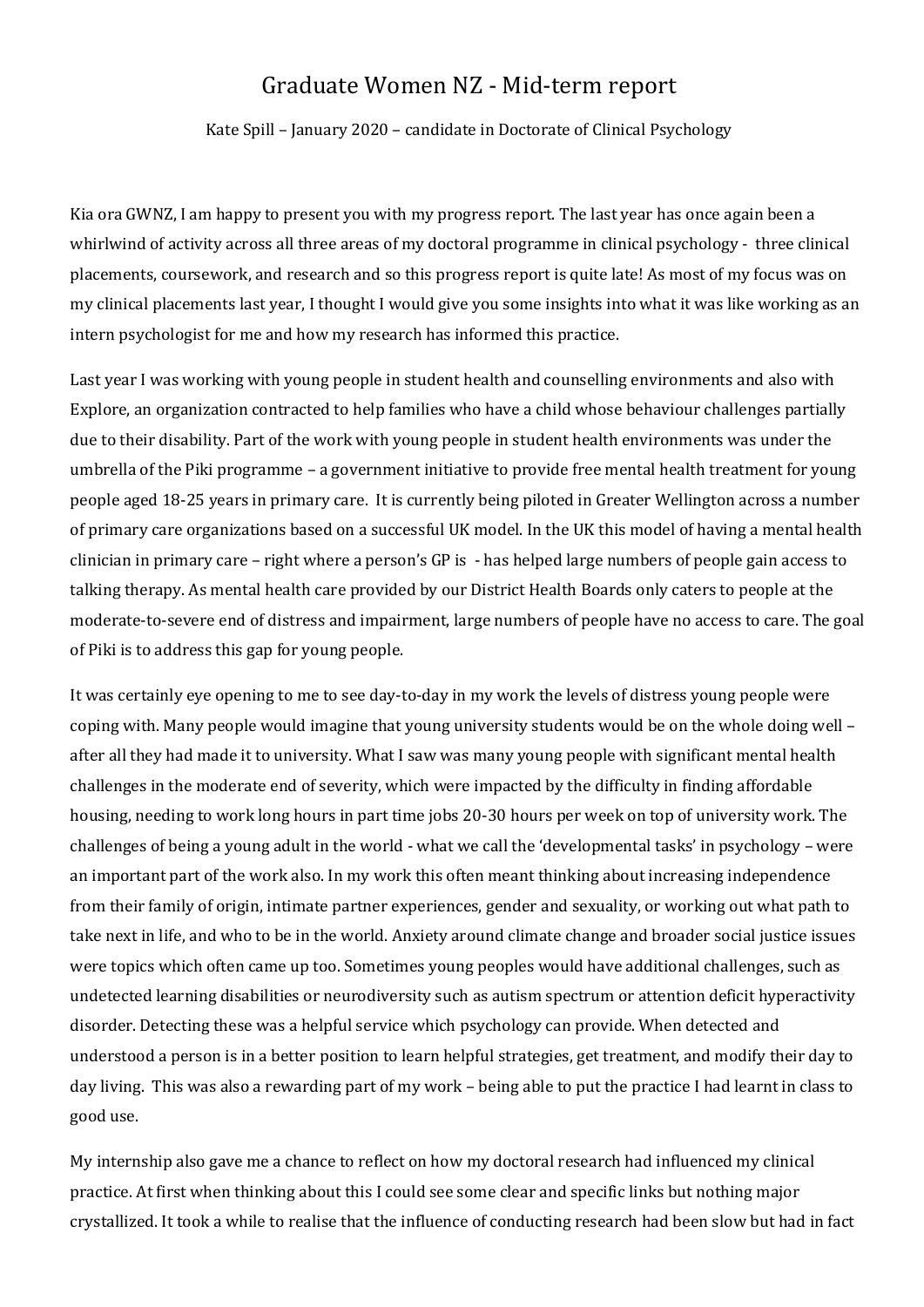# Graduate Women NZ - Mid-term report

Kate Spill – January 2020 – candidate in Doctorate of Clinical Psychology

Kia ora GWNZ, I am happy to present you with my progress report. The last year has once again been a whirlwind of activity across all three areas of my doctoral programme in clinical psychology - three clinical placements, coursework, and research and so this progress report is quite late! As most of my focus was on my clinical placements last year, I thought I would give you some insights into what it was like working as an intern psychologist for me and how my research has informed this practice.

Last year I was working with young people in student health and counselling environments and also with Explore, an organization contracted to help families who have a child whose behaviour challenges partially due to their disability. Part of the work with young people in student health environments was under the umbrella of the Piki programme – a government initiative to provide free mental health treatment for young people aged 18-25 years in primary care. It is currently being piloted in Greater Wellington across a number of primary care organizations based on a successful UK model. In the UK this model of having a mental health clinician in primary care – right where a person's GP is - has helped large numbers of people gain access to talking therapy. As mental health care provided by our District Health Boards only caters to people at the moderate-to-severe end of distress and impairment, large numbers of people have no access to care. The goal of Piki is to address this gap for young people.

It was certainly eye opening to me to see day-to-day in my work the levels of distress young people were coping with. Many people would imagine that young university students would be on the whole doing well – after all they had made it to university. What I saw was many young people with significant mental health challenges in the moderate end of severity, which were impacted by the difficulty in finding affordable housing, needing to work long hours in part time jobs 20-30 hours per week on top of university work. The challenges of being a young adult in the world - what we call the 'developmental tasks' in psychology – were an important part of the work also. In my work this often meant thinking about increasing independence from their family of origin, intimate partner experiences, gender and sexuality, or working out what path to take next in life, and who to be in the world. Anxiety around climate change and broader social justice issues were topics which often came up too. Sometimes young peoples would have additional challenges, such as undetected learning disabilities or neurodiversity such as autism spectrum or attention deficit hyperactivity disorder. Detecting these was a helpful service which psychology can provide. When detected and understood a person is in a better position to learn helpful strategies, get treatment, and modify their day to day living. This was also a rewarding part of my work – being able to put the practice I had learnt in class to good use.

My internship also gave me a chance to reflect on how my doctoral research had influenced my clinical practice. At first when thinking about this I could see some clear and specific links but nothing major crystallized. It took a while to realise that the influence of conducting research had been slow but had in fact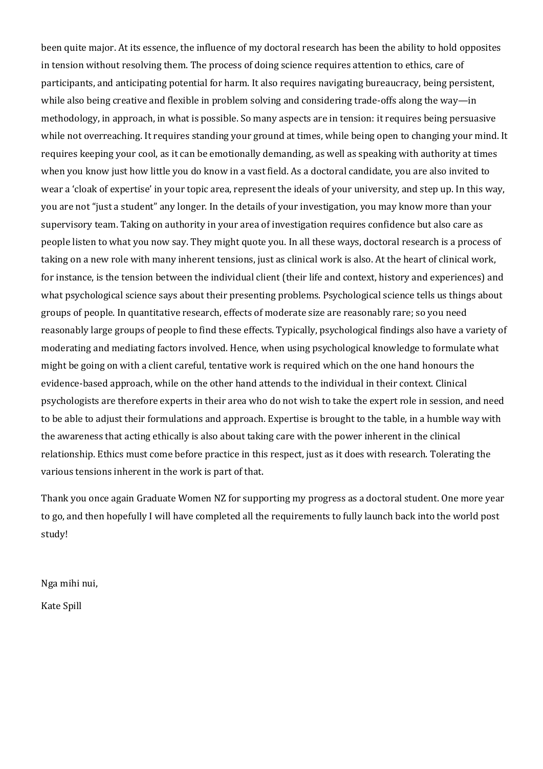been quite major. At its essence, the influence of my doctoral research has been the ability to hold opposites in tension without resolving them. The process of doing science requires attention to ethics, care of participants, and anticipating potential for harm. It also requires navigating bureaucracy, being persistent, while also being creative and flexible in problem solving and considering trade-offs along the way—in methodology, in approach, in what is possible. So many aspects are in tension: it requires being persuasive while not overreaching. It requires standing your ground at times, while being open to changing your mind. It requires keeping your cool, as it can be emotionally demanding, as well as speaking with authority at times when you know just how little you do know in a vast field. As a doctoral candidate, you are also invited to wear a 'cloak of expertise' in your topic area, represent the ideals of your university, and step up. In this way, you are not "just a student" any longer. In the details of your investigation, you may know more than your supervisory team. Taking on authority in your area of investigation requires confidence but also care as people listen to what you now say. They might quote you. In all these ways, doctoral research is a process of taking on a new role with many inherent tensions, just as clinical work is also. At the heart of clinical work, for instance, is the tension between the individual client (their life and context, history and experiences) and what psychological science says about their presenting problems. Psychological science tells us things about groups of people. In quantitative research, effects of moderate size are reasonably rare; so you need reasonably large groups of people to find these effects. Typically, psychological findings also have a variety of moderating and mediating factors involved. Hence, when using psychological knowledge to formulate what might be going on with a client careful, tentative work is required which on the one hand honours the evidence-based approach, while on the other hand attends to the individual in their context. Clinical psychologists are therefore experts in their area who do not wish to take the expert role in session, and need to be able to adjust their formulations and approach. Expertise is brought to the table, in a humble way with the awareness that acting ethically is also about taking care with the power inherent in the clinical relationship. Ethics must come before practice in this respect, just as it does with research. Tolerating the various tensions inherent in the work is part of that.

Thank you once again Graduate Women NZ for supporting my progress as a doctoral student. One more year to go, and then hopefully I will have completed all the requirements to fully launch back into the world post study!

Nga mihi nui,

Kate Spill